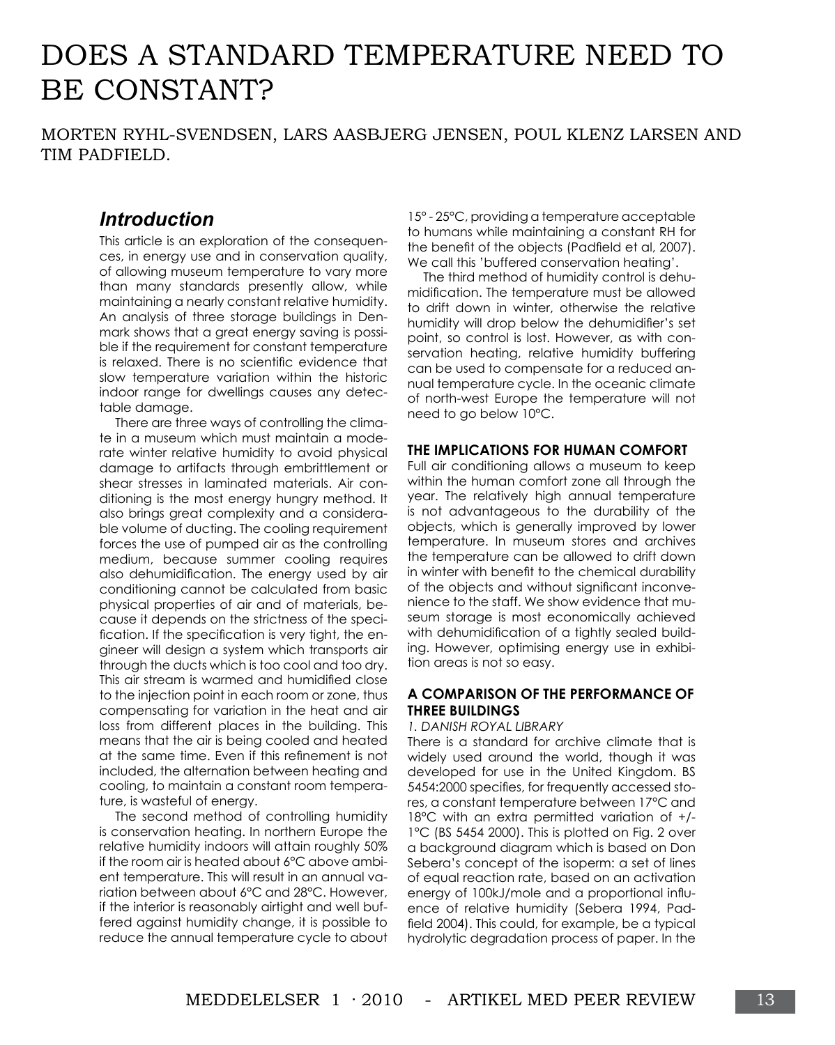# DOES A STANDARD TEMPERATURE NEED TO BE CONSTANT?

MORTEN RYHL-SVENDSEN, LARS AASBJERG JENSEN, POUL KLENZ LARSEN AND TIM PADFIELD.

## *Introduction*

This article is an exploration of the consequences, in energy use and in conservation quality, of allowing museum temperature to vary more than many standards presently allow, while maintaining a nearly constant relative humidity. An analysis of three storage buildings in Denmark shows that a great energy saving is possible if the requirement for constant temperature is relaxed. There is no scientific evidence that slow temperature variation within the historic indoor range for dwellings causes any detectable damage.

There are three ways of controlling the climate in a museum which must maintain a moderate winter relative humidity to avoid physical damage to artifacts through embrittlement or shear stresses in laminated materials. Air conditioning is the most energy hungry method. It also brings great complexity and a considerable volume of ducting. The cooling requirement forces the use of pumped air as the controlling medium, because summer cooling requires also dehumidification. The energy used by air conditioning cannot be calculated from basic physical properties of air and of materials, because it depends on the strictness of the specification. If the specification is very tight, the engineer will design a system which transports air through the ducts which is too cool and too dry. This air stream is warmed and humidified close to the injection point in each room or zone, thus compensating for variation in the heat and air loss from different places in the building. This means that the air is being cooled and heated at the same time. Even if this refinement is not included, the alternation between heating and cooling, to maintain a constant room temperature, is wasteful of energy.

The second method of controlling humidity is conservation heating. In northern Europe the relative humidity indoors will attain roughly 50% if the room air is heated about 6°C above ambient temperature. This will result in an annual variation between about 6°C and 28°C. However, if the interior is reasonably airtight and well buffered against humidity change, it is possible to reduce the annual temperature cycle to about 15° - 25°C, providing a temperature acceptable to humans while maintaining a constant RH for the benefit of the objects (Padfield et al, 2007). We call this 'buffered conservation heating'.

The third method of humidity control is dehumidification. The temperature must be allowed to drift down in winter, otherwise the relative humidity will drop below the dehumidifier's set point, so control is lost. However, as with conservation heating, relative humidity buffering can be used to compensate for a reduced annual temperature cycle. In the oceanic climate of north-west Europe the temperature will not need to go below 10°C.

### THE IMPLICATIONS FOR HUMAN COMFORT

Full air conditioning allows a museum to keep within the human comfort zone all through the year. The relatively high annual temperature is not advantageous to the durability of the objects, which is generally improved by lower temperature. In museum stores and archives the temperature can be allowed to drift down in winter with benefit to the chemical durability of the objects and without significant inconvenience to the staff. We show evidence that museum storage is most economically achieved with dehumidification of a tightly sealed building. However, optimising energy use in exhibition areas is not so easy.

### A COMPARISON OF THE PERFORMANCE OF THREE BUILDINGS

*1. DANISH ROYAL LIBRARY*

There is a standard for archive climate that is widely used around the world, though it was developed for use in the United Kingdom. BS 5454:2000 specifies, for frequently accessed stores, a constant temperature between 17°C and 18°C with an extra permitted variation of +/- 1°C (BS 5454 2000). This is plotted on Fig. 2 over a background diagram which is based on Don Sebera's concept of the isoperm: a set of lines of equal reaction rate, based on an activation energy of 100kJ/mole and a proportional influence of relative humidity (Sebera 1994, Padfield 2004). This could, for example, be a typical hydrolytic degradation process of paper. In the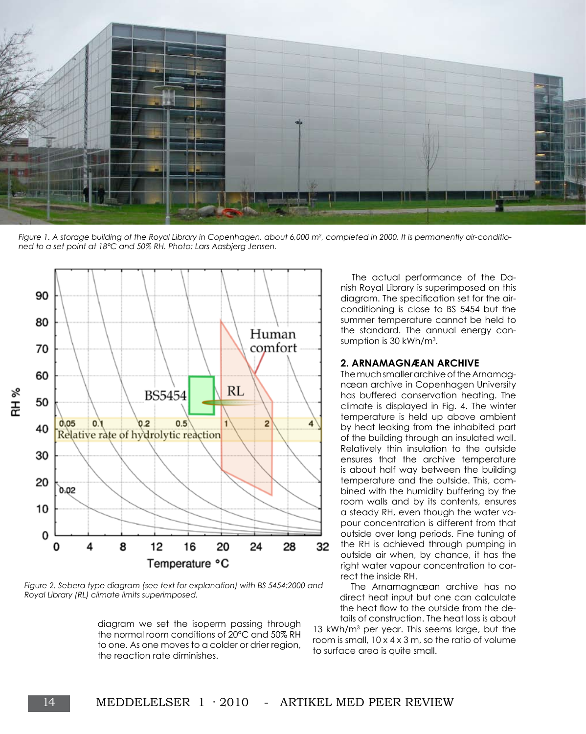*Figure 1. A storage building of the Royal Library in Copenhagen, about 6,000 m², completed in 2000. It is permanently air-conditioned to a set point at 18°C and 50% RH. Photo: Lars Aasbjerg Jensen.*

*Figure 2. Sebera type diagram (see text for explanation) with BS 5454:2000 and Royal Library (RL) climate limits superimposed.*

diagram we set the isoperm passing through the normal room conditions of 20°C and 50% RH to one. As one moves to a colder or drier region, the reaction rate diminishes.

The actual performance of the Danish Royal Library is superimposed on this diagram. The specification set for the air-conditioning is close to BS 5454 but the summer temperature cannot be held to the standard. The annual energy consumption is 30 kWh/m³.

## 2. ARNAMAGNÆAN ARCHIVE

The much smaller archive of the Arnamagnæan archive in Copenhagen University has buffered conservation heating. The climate is displayed in Fig. 4. The winter temperature is held up above ambient by heat leaking from the inhabited part of the building through an insulated wall. Relatively thin insulation to the outside ensures that the archive temperature is about half way between the building temperature and the outside. This, combined with the humidity buffering by the room walls and by its contents, ensures a steady RH, even though the water vapour concentration is different from that outside over long periods. Fine tuning of the RH is achieved through pumping in outside air when, by chance, it has the right water vapour concentration to correct the inside RH.

The Arnamagnæan archive has no direct heat input but one can calculate the heat flow to the outside from the details of construction. The heat loss is about 13 kWh/m³ per year. This seems large, but the room is small, 10 x 4 x 3 m, so the ratio of volume to surface area is quite small.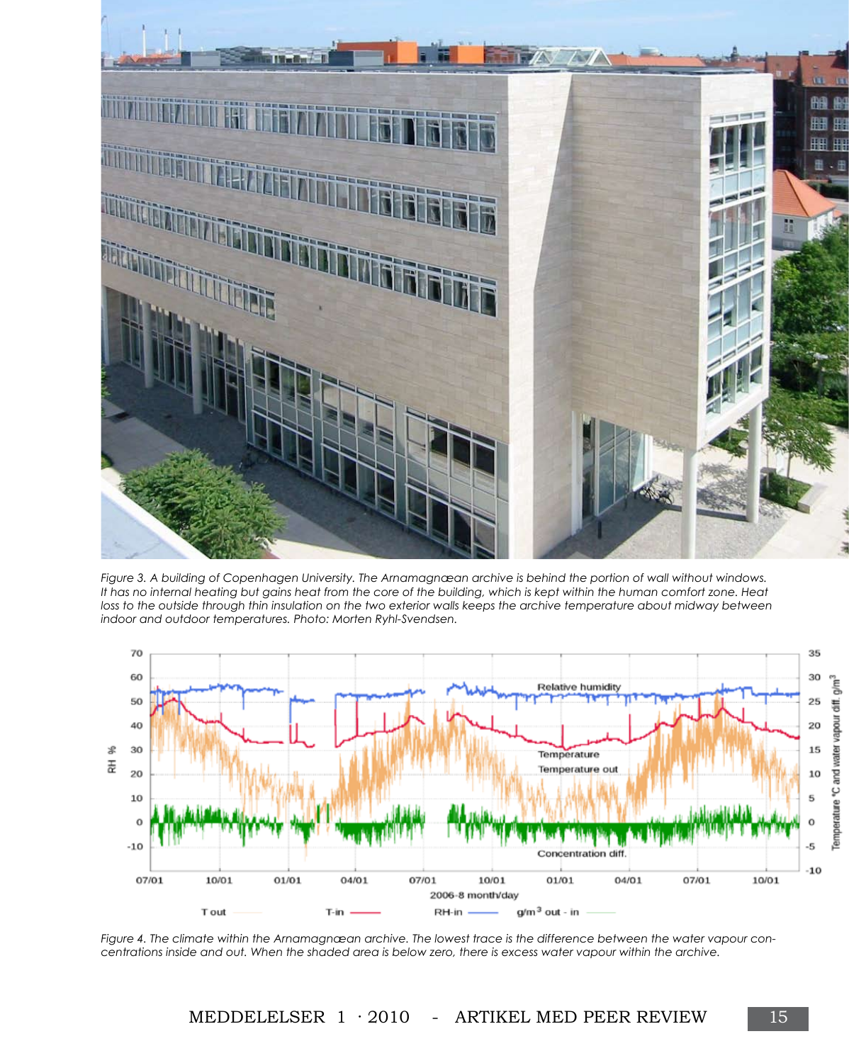*Figure 3. A building of Copenhagen University. The Arnamagnæan archive is behind the portion of wall without windows. It has no internal heating but gains heat from the core of the building, which is kept within the human comfort zone. Heat loss to the outside through thin insulation on the two exterior walls keeps the archive temperature about midway between indoor and outdoor temperatures. Photo: Morten Ryhl-Svendsen.*

*Figure 4. The climate within the Arnamagnæan archive. The lowest trace is the difference between the water vapour concentrations inside and out. When the shaded area is below zero, there is excess water vapour within the archive.*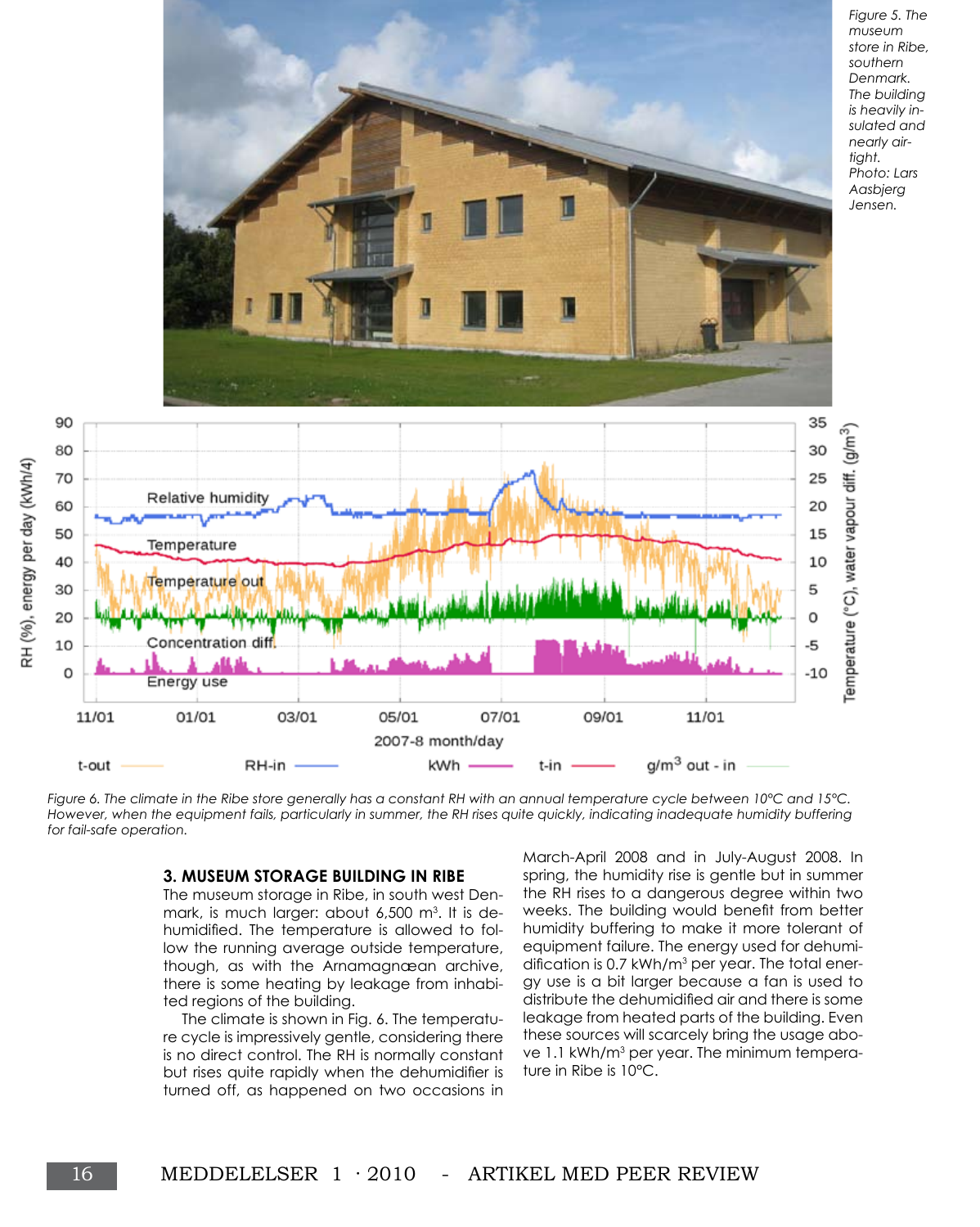Figure 5. The museum store in Ribe, southern Denmark. The building is heavily insulated and nearly airtight. Photo: Lars Aasbjerg Jensen.

Figure 6. The climate in the Ribe store generally has a constant RH with an annual temperature cycle between 10°C and 15°C. However, when the equipment fails, particularly in summer, the RH rises quite quickly, indicating inadequate humidity buffering for fail-safe operation.

### 3. MUSEUM STORAGE BUILDING IN RIBE

The museum storage in Ribe, in south west Denmark, is much larger: about 6,500 m³. It is dehumidified. The temperature is allowed to follow the running average outside temperature, though, as with the Arnamagnæan archive, there is some heating by leakage from inhabited regions of the building.

The climate is shown in Fig. 6. The temperature cycle is impressively gentle, considering there is no direct control. The RH is normally constant but rises quite rapidly when the dehumidifier is turned off, as happened on two occasions in March-April 2008 and in July-August 2008. In spring, the humidity rise is gentle but in summer the RH rises to a dangerous degree within two weeks. The building would benefit from better humidity buffering to make it more tolerant of equipment failure. The energy used for dehumidification is 0.7 kWh/m³ per year. The total energy use is a bit larger because a fan is used to distribute the dehumidified air and there is some leakage from heated parts of the building. Even these sources will scarcely bring the usage above 1.1 kWh/m³ per year. The minimum temperature in Ribe is 10°C.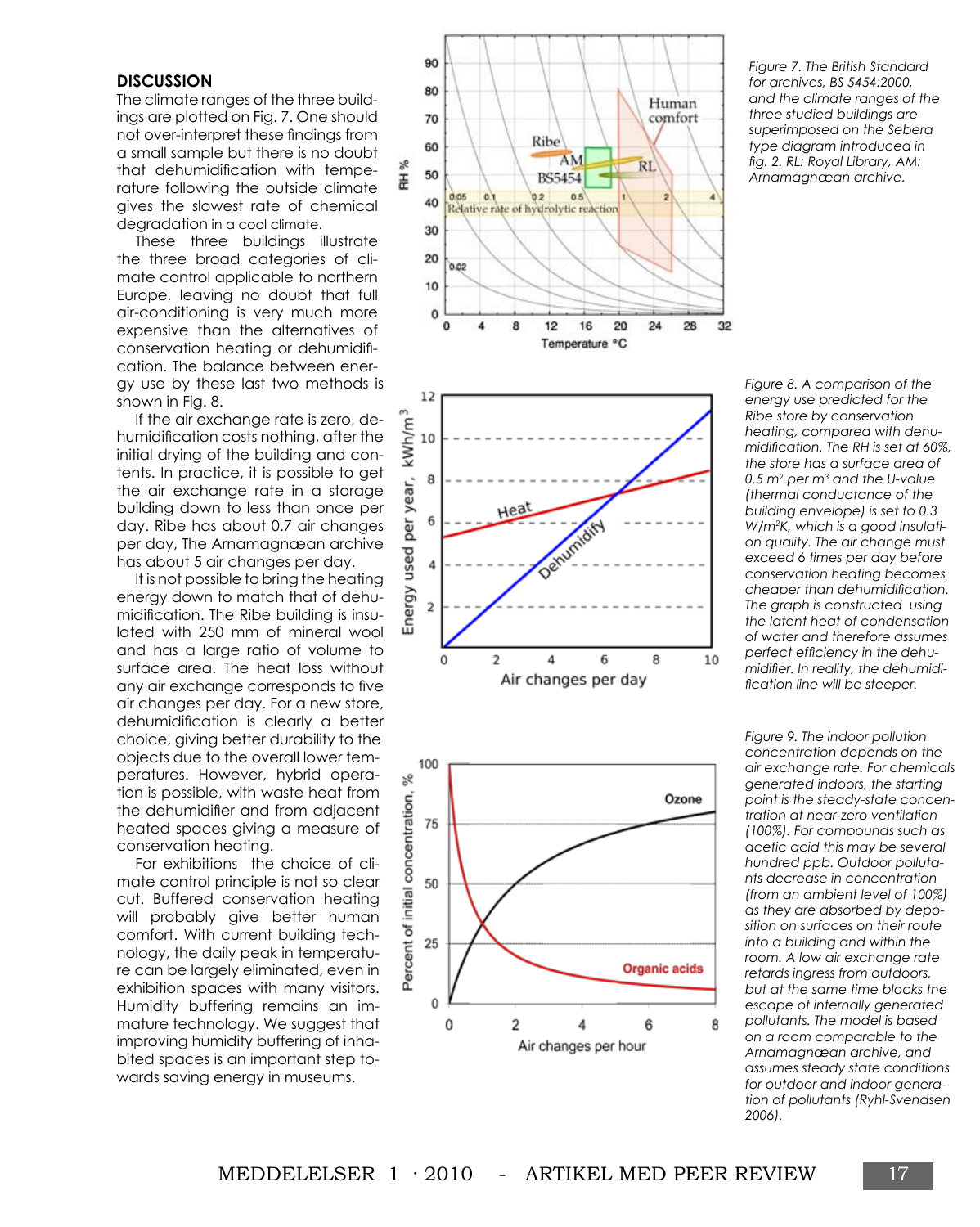## DISCUSSION

The climate ranges of the three buildings are plotted on Fig. 7. One should not over-interpret these findings from a small sample but there is no doubt that dehumidification with temperature following the outside climate gives the slowest rate of chemical degradation in a cool climate.

These three buildings illustrate the three broad categories of climate control applicable to northern Europe, leaving no doubt that full air-conditioning is very much more expensive than the alternatives of conservation heating or dehumidification. The balance between energy use by these last two methods is shown in Fig. 8.

If the air exchange rate is zero, dehumidification costs nothing, after the initial drying of the building and contents. In practice, it is possible to get the air exchange rate in a storage building down to less than once per day. Ribe has about 0.7 air changes per day, The Arnamagnæan archive has about 5 air changes per day.

It is not possible to bring the heating energy down to match that of dehumidification. The Ribe building is insulated with 250 mm of mineral wool and has a large ratio of volume to surface area. The heat loss without any air exchange corresponds to five air changes per day. For a new store, dehumidification is clearly a better choice, giving better durability to the objects due to the overall lower temperatures. However, hybrid operation is possible, with waste heat from the dehumidifier and from adjacent heated spaces giving a measure of conservation heating.

For exhibitions the choice of climate control principle is not so clear cut. Buffered conservation heating will probably give better human comfort. With current building technology, the daily peak in temperature can be largely eliminated, even in exhibition spaces with many visitors. Humidity buffering remains an immature technology. We suggest that improving humidity buffering of inhabited spaces is an important step towards saving energy in museums.

*Figure 7. The British Standard for archives, BS 5454:2000, and the climate ranges of the three studied buildings are superimposed on the Sebera type diagram introduced in fig. 2. RL: Royal Library, AM: Arnamagnæan archive.*

*Figure 8. A comparison of the energy use predicted for the Ribe store by conservation heating, compared with dehumidification. The RH is set at 60%, the store has a surface area of 0.5 m² per m³ and the U-value (thermal conductance of the building envelope) is set to 0.3 W/m²K, which is a good insulation quality. The air change must exceed 6 times per day before conservation heating becomes cheaper than dehumidification. The graph is constructed using the latent heat of condensation of water and therefore assumes perfect efficiency in the dehumidifier. In reality, the dehumidification line will be steeper.*

*Figure 9. The indoor pollution concentration depends on the air exchange rate. For chemicals generated indoors, the starting point is the steady-state concentration at near-zero ventilation (100%). For compounds such as acetic acid this may be several hundred ppb. Outdoor pollutants decrease in concentration (from an ambient level of 100%) as they are absorbed by deposition on surfaces on their route into a building and within the room. A low air exchange rate retards ingress from outdoors, but at the same time blocks the escape of internally generated pollutants. The model is based on a room comparable to the Arnamagnæan archive, and assumes steady state conditions for outdoor and indoor generation of pollutants (Ryhl-Svendsen 2006).*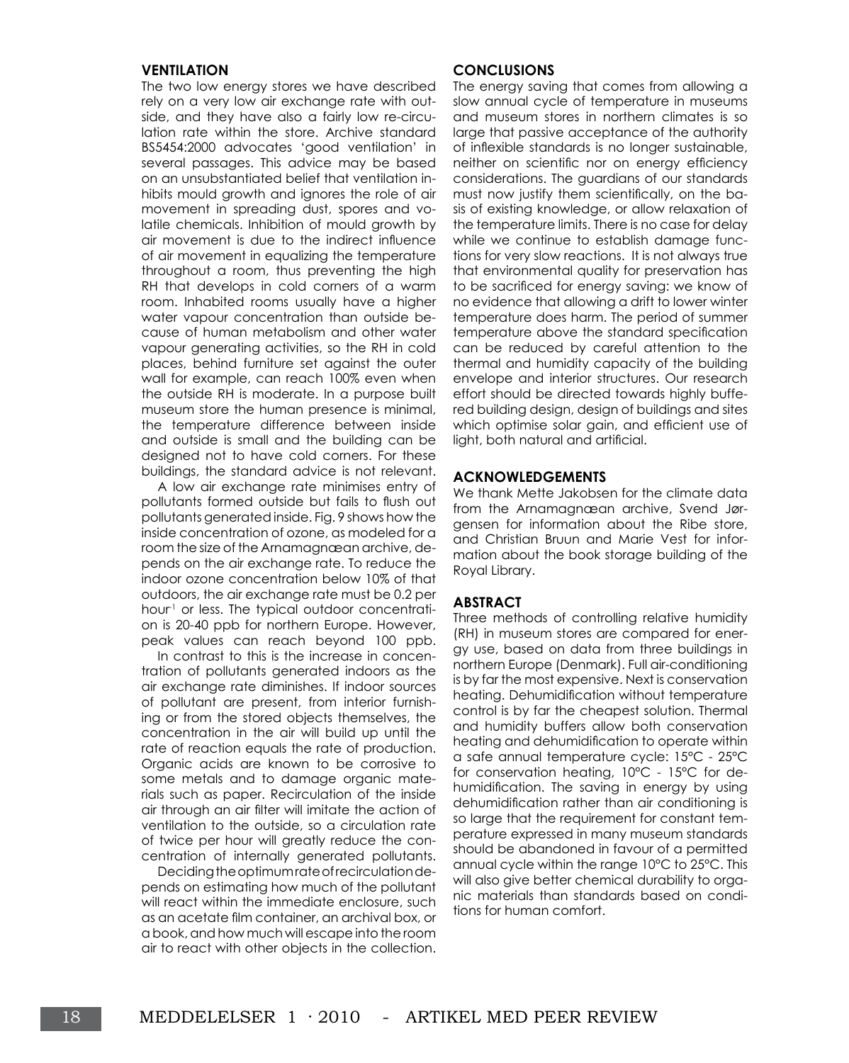## VENTILATION

The two low energy stores we have described rely on a very low air exchange rate with outside, and they have also a fairly low re-circulation rate within the store. Archive standard BS5454:2000 advocates 'good ventilation' in several passages. This advice may be based on an unsubstantiated belief that ventilation inhibits mould growth and ignores the role of air movement in spreading dust, spores and volatile chemicals. Inhibition of mould growth by air movement is due to the indirect influence of air movement in equalizing the temperature throughout a room, thus preventing the high RH that develops in cold corners of a warm room. Inhabited rooms usually have a higher water vapour concentration than outside because of human metabolism and other water vapour generating activities, so the RH in cold places, behind furniture set against the outer wall for example, can reach 100% even when the outside RH is moderate. In a purpose built museum store the human presence is minimal, the temperature difference between inside and outside is small and the building can be designed not to have cold corners. For these buildings, the standard advice is not relevant.

A low air exchange rate minimises entry of pollutants formed outside but fails to flush out pollutants generated inside. Fig. 9 shows how the inside concentration of ozone, as modeled for a room the size of the Arnamagnæan archive, depends on the air exchange rate. To reduce the indoor ozone concentration below 10% of that outdoors, the air exchange rate must be 0.2 per $hour^{-1}$ or less. The typical outdoor concentration is 20-40 ppb for northern Europe. However, peak values can reach beyond 100 ppb.

In contrast to this is the increase in concentration of pollutants generated indoors as the air exchange rate diminishes. If indoor sources of pollutant are present, from interior furnishing or from the stored objects themselves, the concentration in the air will build up until the rate of reaction equals the rate of production. Organic acids are known to be corrosive to some metals and to damage organic materials such as paper. Recirculation of the inside air through an air filter will imitate the action of ventilation to the outside, so a circulation rate of twice per hour will greatly reduce the concentration of internally generated pollutants.

Deciding the optimum rate of recirculation depends on estimating how much of the pollutant will react within the immediate enclosure, such as an acetate film container, an archival box, or a book, and how much will escape into the room air to react with other objects in the collection.

## CONCLUSIONS

The energy saving that comes from allowing a slow annual cycle of temperature in museums and museum stores in northern climates is so large that passive acceptance of the authority of inflexible standards is no longer sustainable, neither on scientific nor on energy efficiency considerations. The guardians of our standards must now justify them scientifically, on the basis of existing knowledge, or allow relaxation of the temperature limits. There is no case for delay while we continue to establish damage functions for very slow reactions. It is not always true that environmental quality for preservation has to be sacrificed for energy saving: we know of no evidence that allowing a drift to lower winter temperature does harm. The period of summer temperature above the standard specification can be reduced by careful attention to the thermal and humidity capacity of the building envelope and interior structures. Our research effort should be directed towards highly buffered building design, design of buildings and sites which optimise solar gain, and efficient use of light, both natural and artificial.

## ACKNOWLEDGEMENTS

We thank Mette Jakobsen for the climate data from the Arnamagnæan archive, Svend Jørgensen for information about the Ribe store, and Christian Bruun and Marie Vest for information about the book storage building of the Royal Library.

## ABSTRACT

Three methods of controlling relative humidity (RH) in museum stores are compared for energy use, based on data from three buildings in northern Europe (Denmark). Full air-conditioning is by far the most expensive. Next is conservation heating. Dehumidification without temperature control is by far the cheapest solution. Thermal and humidity buffers allow both conservation heating and dehumidification to operate within a safe annual temperature cycle: 15°C - 25°C for conservation heating, 10°C - 15°C for dehumidification. The saving in energy by using dehumidification rather than air conditioning is so large that the requirement for constant temperature expressed in many museum standards should be abandoned in favour of a permitted annual cycle within the range 10°C to 25°C. This will also give better chemical durability to organic materials than standards based on conditions for human comfort.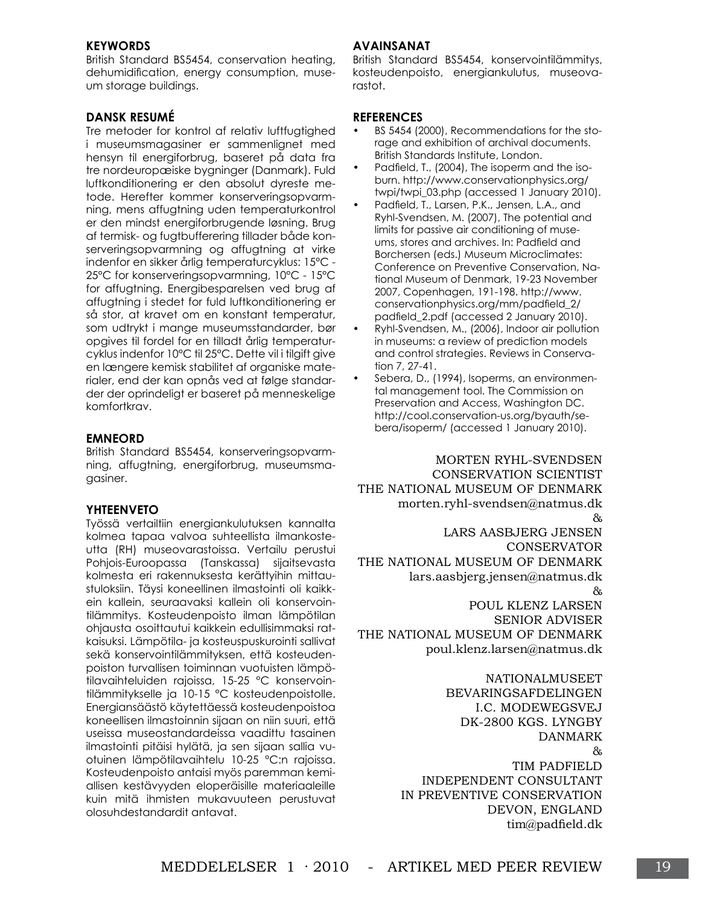### KEYWORDS

British Standard BS5454, conservation heating, dehumidification, energy consumption, museum storage buildings.

### DANSK RESUMÉ

Tre metoder for kontrol af relativ luftfugtighed i museumsmagasiner er sammenlignet med hensyn til energiforbrug, baseret på data fra tre nordeuropæiske bygninger (Danmark). Fuld luftkonditionering er den absolut dyreste metode. Herefter kommer konserveringsopvarmning, mens affugtning uden temperaturkontrol er den mindst energiforbrugende løsning. Brug af termisk- og fugtbufferering tillader både konserveringsopvarmning og affugtning at virke indenfor en sikker årlig temperaturcyklus: 15°C - 25°C for konserveringsopvarmning, 10°C - 15°C for affugtning. Energibesparelsen ved brug af affugtning i stedet for fuld luftkonditionering er så stor, at kravet om en konstant temperatur, som udtrykt i mange museumsstandarder, bør opgives til fordel for en tilladt årlig temperaturcyklus indenfor 10°C til 25°C. Dette vil i tilgift give en længere kemisk stabilitet af organiske materialer, end der kan opnås ved at følge standarder der oprindeligt er baseret på menneskelige komfortkrav.

### EMNEORD

British Standard BS5454, konserveringsopvarmning, affugtning, energiforbrug, museumsmagasiner.

### YHTEENVETO

Työssä vertailtiin energiankulutuksen kannalta kolmea tapaa valvoa suhteellista ilmankosteutta (RH) museovarastoissa. Vertailu perustui Pohjois-Euroopassa (Tanskassa) sijaitsevasta kolmesta eri rakennuksesta kerättyihin mittaustuloksiin. Täysi koneellinen ilmastointi oli kaikkein kallein, seuraavaksi kallein oli konservointilämmitys. Kosteudenpoisto ilman lämpötilan ohjausta osoittautui kaikkein edullisimmaksi ratkaisuksi. Lämpötila- ja kosteuspuskurointi sallivat sekä konservointilämmityksen, että kosteudenpoiston turvallisen toiminnan vuotuisten lämpötilavaihteluiden rajoissa, 15-25 °C konservointilämmitykselle ja 10-15 °C kosteudenpoistolle. Energiansäästö käytettäessä kosteudenpoistoa koneellisen ilmastoinnin sijaan on niin suuri, että useissa museostandardeissa vaadittu tasainen ilmastointi pitäisi hylätä, ja sen sijaan sallia vuotuinen lämpötilavaihtelu 10-25 °C:n rajoissa. Kosteudenpoisto antaisi myös paremman kemiallisen kestävyyden eloperäisille materiaaleille kuin mitä ihmisten mukavuuteen perustuvat olosuhdestandardit antavat.

### AVAINSANAT

British Standard BS5454, konservointilämmitys, kosteudenpoisto, energiankulutus, museovarastot.

### REFERENCES

- BS 5454 (2000), Recommendations for the storage and exhibition of archival documents. British Standards Institute, London.
- Padfield, T., (2004), The isoperm and the isoburn. http://www.conservationphysics.org/twpi/twpi_03.php (accessed 1 January 2010).
- Padfield, T., Larsen, P.K., Jensen, L.A., and Ryhl-Svendsen, M. (2007), The potential and limits for passive air conditioning of museums, stores and archives. In: Padfield and Borchersen (eds.) Museum Microclimates: Conference on Preventive Conservation, National Museum of Denmark, 19-23 November 2007, Copenhagen, 191-198. http://www.conservationphysics.org/mm/padfield_2/padfield_2.pdf (accessed 2 January 2010).
- Ryhl-Svendsen, M., (2006), Indoor air pollution in museums: a review of prediction models and control strategies. Reviews in Conservation 7, 27-41.
- Sebera, D., (1994), Isoperms, an environmental management tool. The Commission on Preservation and Access, Washington DC. http://cool.conservation-us.org/byauth/sebera/isoperm/ (accessed 1 January 2010).

MORTEN RYHL-SVENDSEN
CONSERVATION SCIENTIST
THE NATIONAL MUSEUM OF DENMARK
morten.ryhl-svendsen@natmus.dk
&
LARS AASBJERG JENSEN
CONSERVATOR
THE NATIONAL MUSEUM OF DENMARK
lars.aasbjerg.jensen@natmus.dk
&
POUL KLENZ LARSEN
SENIOR ADVISER
THE NATIONAL MUSEUM OF DENMARK
poul.klenz.larsen@natmus.dk

NATIONALMUSEET
BEVARINGSAFDELINGEN
I.C. MODEWEGSVEJ
DK-2800 KGS. LYNGBY
DANMARK
&
TIM PADFIELD
INDEPENDENT CONSULTANT
IN PREVENTIVE CONSERVATION
DEVON, ENGLAND
tim@padfield.dk